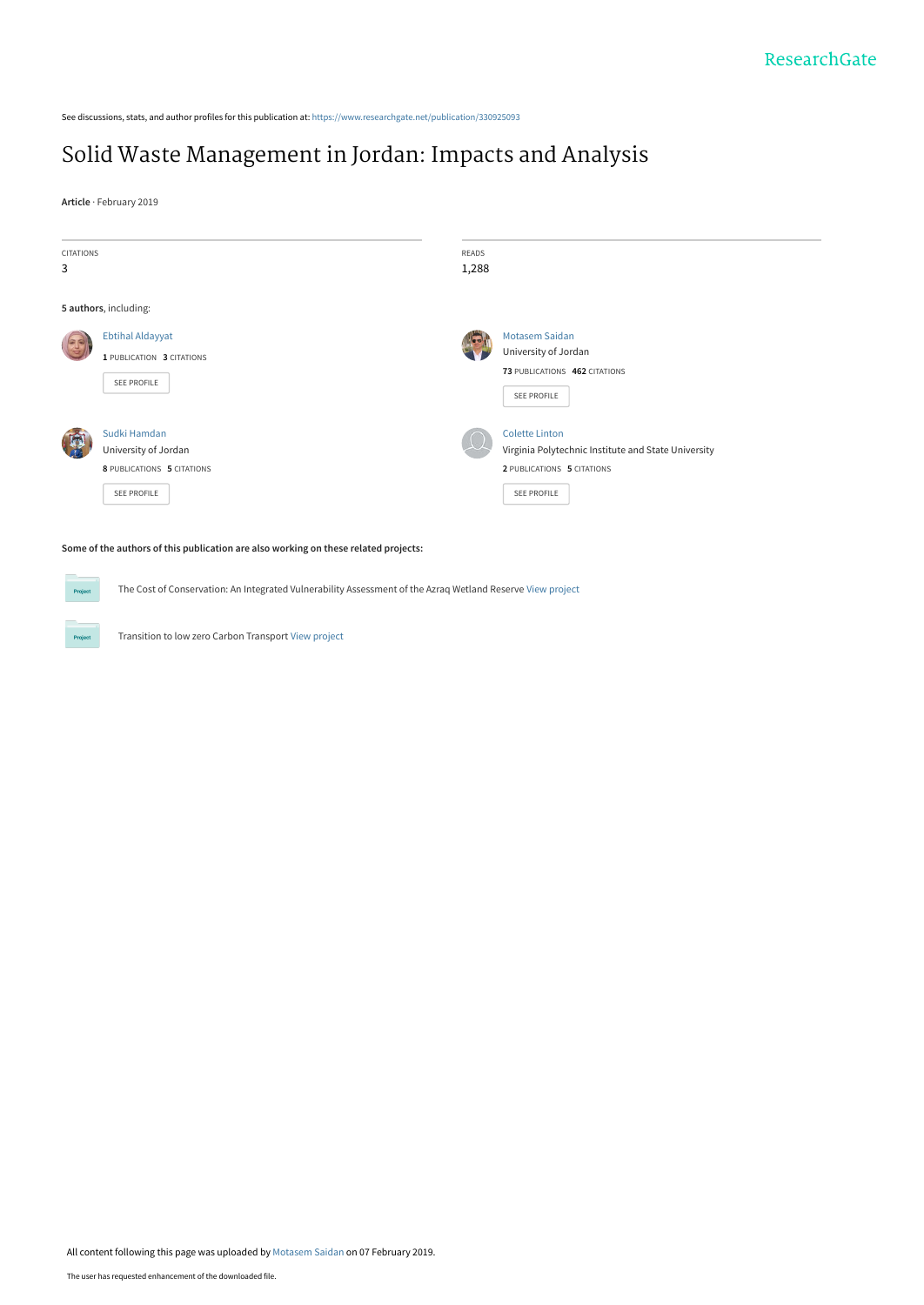See discussions, stats, and author profiles for this publication at: https://www.researchgate.net/publication/330925093

# Solid Waste Management in Jordan: Impacts and Analysis

**Article** · February 2019

CITATIONS
3

READS
1,288

**5 authors**, including:

Ebtihal Aldayyat
**1** PUBLICATION **3** CITATIONS
SEE PROFILE

Motasem Saidan
University of Jordan
**73** PUBLICATIONS **462** CITATIONS
SEE PROFILE

Sudki Hamdan
University of Jordan
**8** PUBLICATIONS **5** CITATIONS
SEE PROFILE

Colette Linton
Virginia Polytechnic Institute and State University
**2** PUBLICATIONS **5** CITATIONS
SEE PROFILE

**Some of the authors of this publication are also working on these related projects:**

The Cost of Conservation: An Integrated Vulnerability Assessment of the Azraq Wetland Reserve View project

Transition to low zero Carbon Transport View project

All content following this page was uploaded by Motasem Saidan on 07 February 2019.

The user has requested enhancement of the downloaded file.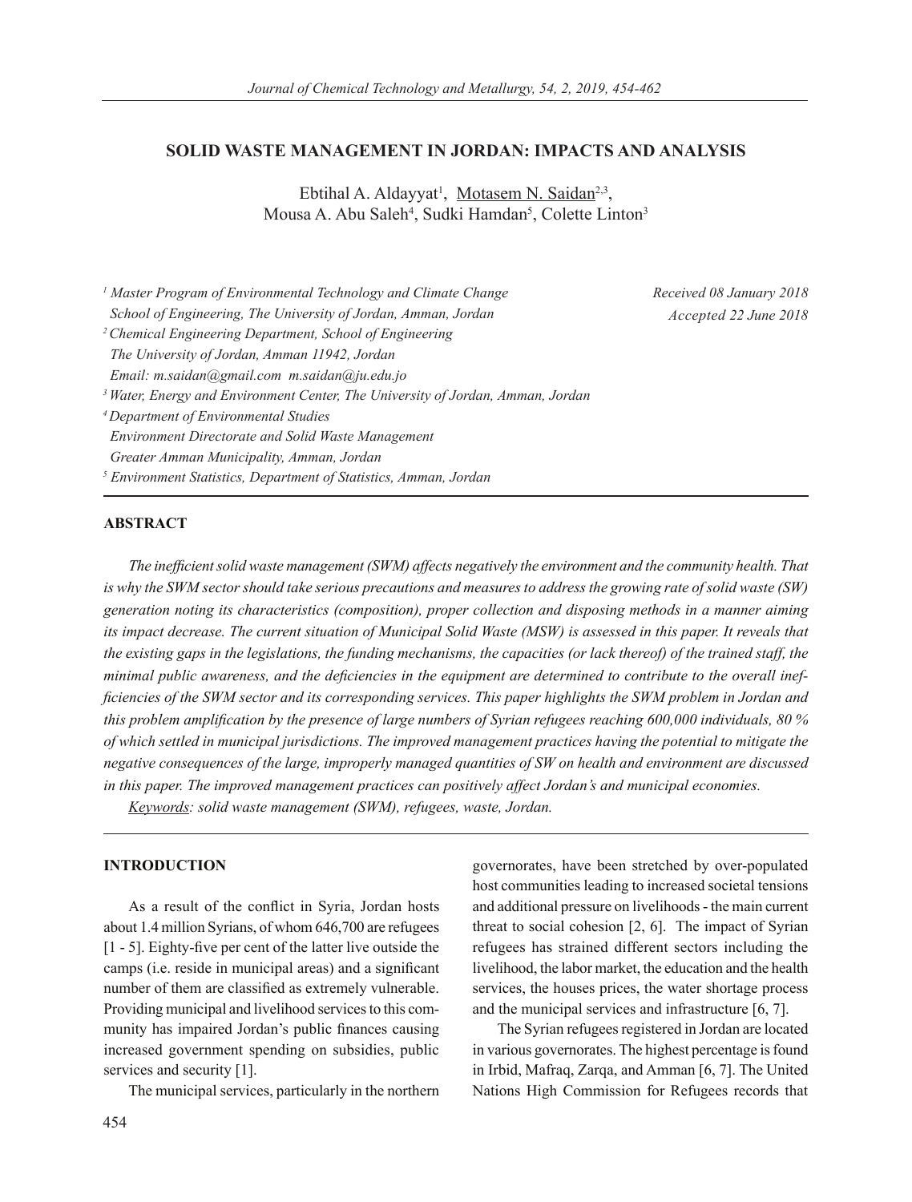# SOLID WASTE MANAGEMENT IN JORDAN: IMPACTS AND ANALYSIS

Ebtihal A. Aldayyat[1], Motasem N. Saidan[2,3], Mousa A. Abu Saleh[4], Sudki Hamdan[5], Colette Linton[3]

*[1] Master Program of Environmental Technology and Climate Change School of Engineering, The University of Jordan, Amman, Jordan*
*[2] Chemical Engineering Department, School of Engineering The University of Jordan, Amman 11942, Jordan Email: m.saidan@gmail.com m.saidan@ju.edu.jo*
*[3] Water, Energy and Environment Center, The University of Jordan, Amman, Jordan*
*[4] Department of Environmental Studies Environment Directorate and Solid Waste Management Greater Amman Municipality, Amman, Jordan*
*[5] Environment Statistics, Department of Statistics, Amman, Jordan*

*Received 08 January 2018*
*Accepted 22 June 2018*

## ABSTRACT

*The inefficient solid waste management (SWM) affects negatively the environment and the community health. That is why the SWM sector should take serious precautions and measures to address the growing rate of solid waste (SW) generation noting its characteristics (composition), proper collection and disposing methods in a manner aiming its impact decrease. The current situation of Municipal Solid Waste (MSW) is assessed in this paper. It reveals that the existing gaps in the legislations, the funding mechanisms, the capacities (or lack thereof) of the trained staff, the minimal public awareness, and the deficiencies in the equipment are determined to contribute to the overall inefficiencies of the SWM sector and its corresponding services. This paper highlights the SWM problem in Jordan and this problem amplification by the presence of large numbers of Syrian refugees reaching 600,000 individuals, 80 % of which settled in municipal jurisdictions. The improved management practices having the potential to mitigate the negative consequences of the large, improperly managed quantities of SW on health and environment are discussed in this paper. The improved management practices can positively affect Jordan's and municipal economies.*

*Keywords: solid waste management (SWM), refugees, waste, Jordan.*

## INTRODUCTION

As a result of the conflict in Syria, Jordan hosts about 1.4 million Syrians, of whom 646,700 are refugees [1 - 5]. Eighty-five per cent of the latter live outside the camps (i.e. reside in municipal areas) and a significant number of them are classified as extremely vulnerable. Providing municipal and livelihood services to this community has impaired Jordan's public finances causing increased government spending on subsidies, public services and security [1].

The municipal services, particularly in the northern governorates, have been stretched by over-populated host communities leading to increased societal tensions and additional pressure on livelihoods - the main current threat to social cohesion [2, 6]. The impact of Syrian refugees has strained different sectors including the livelihood, the labor market, the education and the health services, the houses prices, the water shortage process and the municipal services and infrastructure [6, 7].

The Syrian refugees registered in Jordan are located in various governorates. The highest percentage is found in Irbid, Mafraq, Zarqa, and Amman [6, 7]. The United Nations High Commission for Refugees records that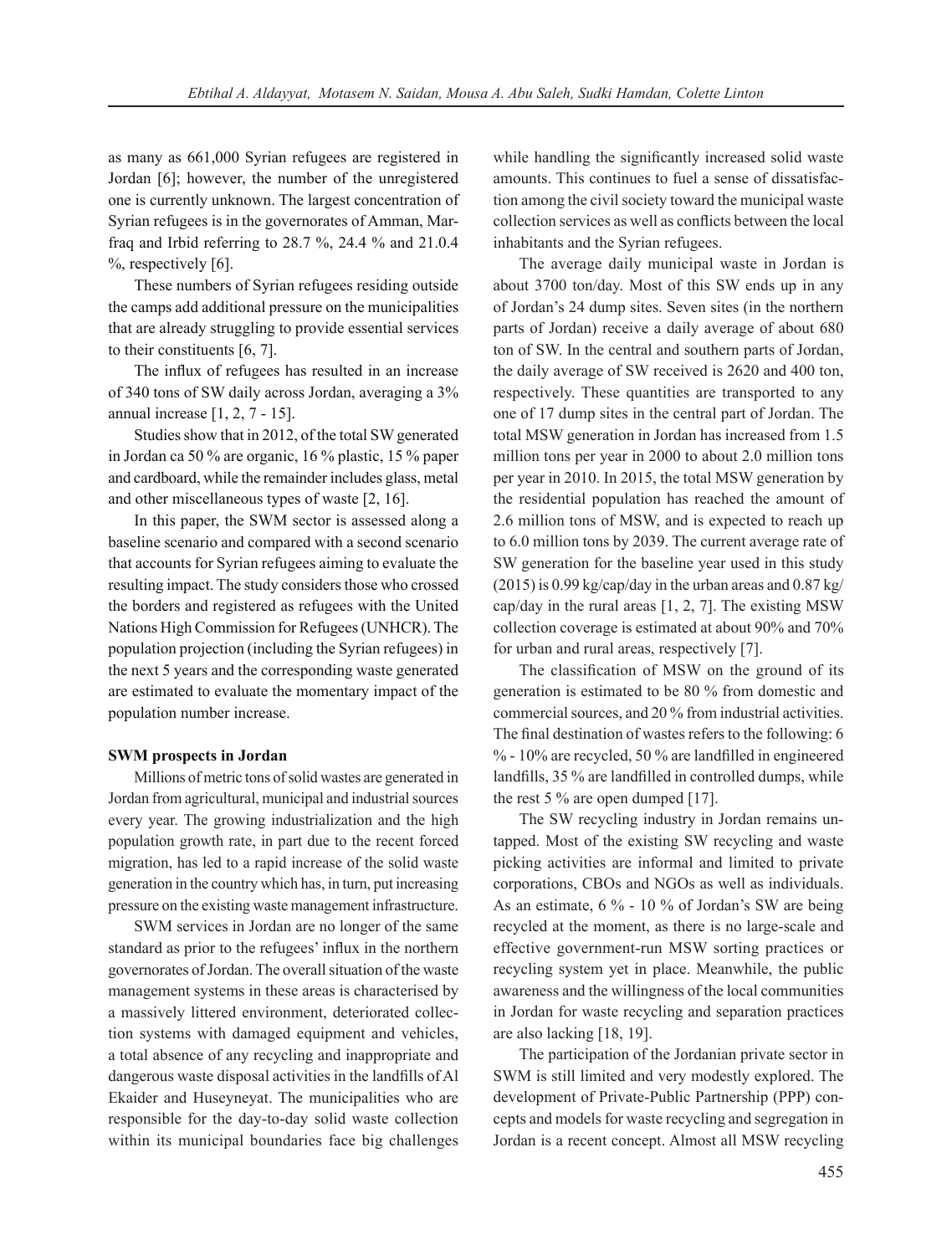as many as 661,000 Syrian refugees are registered in Jordan [6]; however, the number of the unregistered one is currently unknown. The largest concentration of Syrian refugees is in the governorates of Amman, Marfraq and Irbid referring to 28.7 %, 24.4 % and 21.0.4 %, respectively [6].

These numbers of Syrian refugees residing outside the camps add additional pressure on the municipalities that are already struggling to provide essential services to their constituents [6, 7].

The influx of refugees has resulted in an increase of 340 tons of SW daily across Jordan, averaging a 3% annual increase [1, 2, 7 - 15].

Studies show that in 2012, of the total SW generated in Jordan ca 50 % are organic, 16 % plastic, 15 % paper and cardboard, while the remainder includes glass, metal and other miscellaneous types of waste [2, 16].

In this paper, the SWM sector is assessed along a baseline scenario and compared with a second scenario that accounts for Syrian refugees aiming to evaluate the resulting impact. The study considers those who crossed the borders and registered as refugees with the United Nations High Commission for Refugees (UNHCR). The population projection (including the Syrian refugees) in the next 5 years and the corresponding waste generated are estimated to evaluate the momentary impact of the population number increase.

**SWM prospects in Jordan**

Millions of metric tons of solid wastes are generated in Jordan from agricultural, municipal and industrial sources every year. The growing industrialization and the high population growth rate, in part due to the recent forced migration, has led to a rapid increase of the solid waste generation in the country which has, in turn, put increasing pressure on the existing waste management infrastructure.

SWM services in Jordan are no longer of the same standard as prior to the refugees' influx in the northern governorates of Jordan. The overall situation of the waste management systems in these areas is characterised by a massively littered environment, deteriorated collection systems with damaged equipment and vehicles, a total absence of any recycling and inappropriate and dangerous waste disposal activities in the landfills of Al Ekaider and Huseyneyat. The municipalities who are responsible for the day-to-day solid waste collection within its municipal boundaries face big challenges while handling the significantly increased solid waste amounts. This continues to fuel a sense of dissatisfaction among the civil society toward the municipal waste collection services as well as conflicts between the local inhabitants and the Syrian refugees.

The average daily municipal waste in Jordan is about 3700 ton/day. Most of this SW ends up in any of Jordan's 24 dump sites. Seven sites (in the northern parts of Jordan) receive a daily average of about 680 ton of SW. In the central and southern parts of Jordan, the daily average of SW received is 2620 and 400 ton, respectively. These quantities are transported to any one of 17 dump sites in the central part of Jordan. The total MSW generation in Jordan has increased from 1.5 million tons per year in 2000 to about 2.0 million tons per year in 2010. In 2015, the total MSW generation by the residential population has reached the amount of 2.6 million tons of MSW, and is expected to reach up to 6.0 million tons by 2039. The current average rate of SW generation for the baseline year used in this study (2015) is 0.99 kg/cap/day in the urban areas and 0.87 kg/cap/day in the rural areas [1, 2, 7]. The existing MSW collection coverage is estimated at about 90% and 70% for urban and rural areas, respectively [7].

The classification of MSW on the ground of its generation is estimated to be 80 % from domestic and commercial sources, and 20 % from industrial activities. The final destination of wastes refers to the following: 6 % - 10% are recycled, 50 % are landfilled in engineered landfills, 35 % are landfilled in controlled dumps, while the rest 5 % are open dumped [17].

The SW recycling industry in Jordan remains untapped. Most of the existing SW recycling and waste picking activities are informal and limited to private corporations, CBOs and NGOs as well as individuals. As an estimate, 6 % - 10 % of Jordan's SW are being recycled at the moment, as there is no large-scale and effective government-run MSW sorting practices or recycling system yet in place. Meanwhile, the public awareness and the willingness of the local communities in Jordan for waste recycling and separation practices are also lacking [18, 19].

The participation of the Jordanian private sector in SWM is still limited and very modestly explored. The development of Private-Public Partnership (PPP) concepts and models for waste recycling and segregation in Jordan is a recent concept. Almost all MSW recycling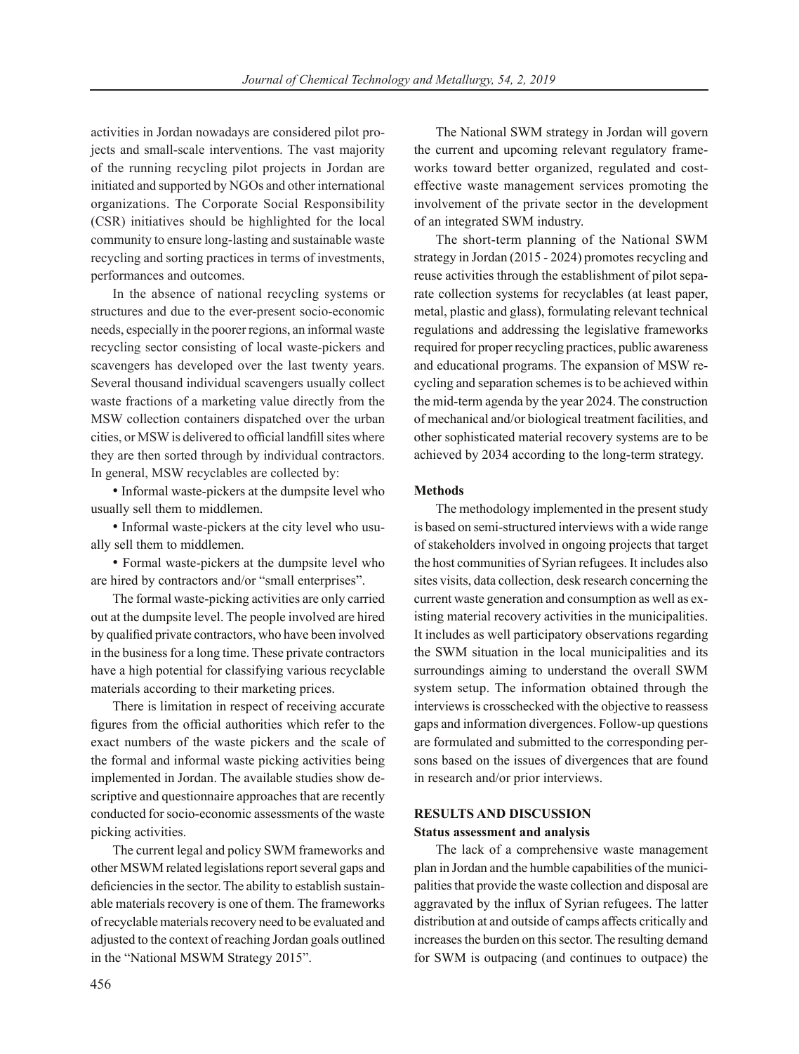activities in Jordan nowadays are considered pilot projects and small-scale interventions. The vast majority of the running recycling pilot projects in Jordan are initiated and supported by NGOs and other international organizations. The Corporate Social Responsibility (CSR) initiatives should be highlighted for the local community to ensure long-lasting and sustainable waste recycling and sorting practices in terms of investments, performances and outcomes.

In the absence of national recycling systems or structures and due to the ever-present socio-economic needs, especially in the poorer regions, an informal waste recycling sector consisting of local waste-pickers and scavengers has developed over the last twenty years. Several thousand individual scavengers usually collect waste fractions of a marketing value directly from the MSW collection containers dispatched over the urban cities, or MSW is delivered to official landfill sites where they are then sorted through by individual contractors. In general, MSW recyclables are collected by:

- Informal waste-pickers at the dumpsite level who usually sell them to middlemen.
- Informal waste-pickers at the city level who usually sell them to middlemen.
- Formal waste-pickers at the dumpsite level who are hired by contractors and/or "small enterprises".

The formal waste-picking activities are only carried out at the dumpsite level. The people involved are hired by qualified private contractors, who have been involved in the business for a long time. These private contractors have a high potential for classifying various recyclable materials according to their marketing prices.

There is limitation in respect of receiving accurate figures from the official authorities which refer to the exact numbers of the waste pickers and the scale of the formal and informal waste picking activities being implemented in Jordan. The available studies show descriptive and questionnaire approaches that are recently conducted for socio-economic assessments of the waste picking activities.

The current legal and policy SWM frameworks and other MSWM related legislations report several gaps and deficiencies in the sector. The ability to establish sustainable materials recovery is one of them. The frameworks of recyclable materials recovery need to be evaluated and adjusted to the context of reaching Jordan goals outlined in the "National MSWM Strategy 2015".

The National SWM strategy in Jordan will govern the current and upcoming relevant regulatory frameworks toward better organized, regulated and cost-effective waste management services promoting the involvement of the private sector in the development of an integrated SWM industry.

The short-term planning of the National SWM strategy in Jordan (2015 - 2024) promotes recycling and reuse activities through the establishment of pilot separate collection systems for recyclables (at least paper, metal, plastic and glass), formulating relevant technical regulations and addressing the legislative frameworks required for proper recycling practices, public awareness and educational programs. The expansion of MSW recycling and separation schemes is to be achieved within the mid-term agenda by the year 2024. The construction of mechanical and/or biological treatment facilities, and other sophisticated material recovery systems are to be achieved by 2034 according to the long-term strategy.

### Methods

The methodology implemented in the present study is based on semi-structured interviews with a wide range of stakeholders involved in ongoing projects that target the host communities of Syrian refugees. It includes also sites visits, data collection, desk research concerning the current waste generation and consumption as well as existing material recovery activities in the municipalities. It includes as well participatory observations regarding the SWM situation in the local municipalities and its surroundings aiming to understand the overall SWM system setup. The information obtained through the interviews is crosschecked with the objective to reassess gaps and information divergences. Follow-up questions are formulated and submitted to the corresponding persons based on the issues of divergences that are found in research and/or prior interviews.

## RESULTS AND DISCUSSION

### Status assessment and analysis

The lack of a comprehensive waste management plan in Jordan and the humble capabilities of the municipalities that provide the waste collection and disposal are aggravated by the influx of Syrian refugees. The latter distribution at and outside of camps affects critically and increases the burden on this sector. The resulting demand for SWM is outpacing (and continues to outpace) the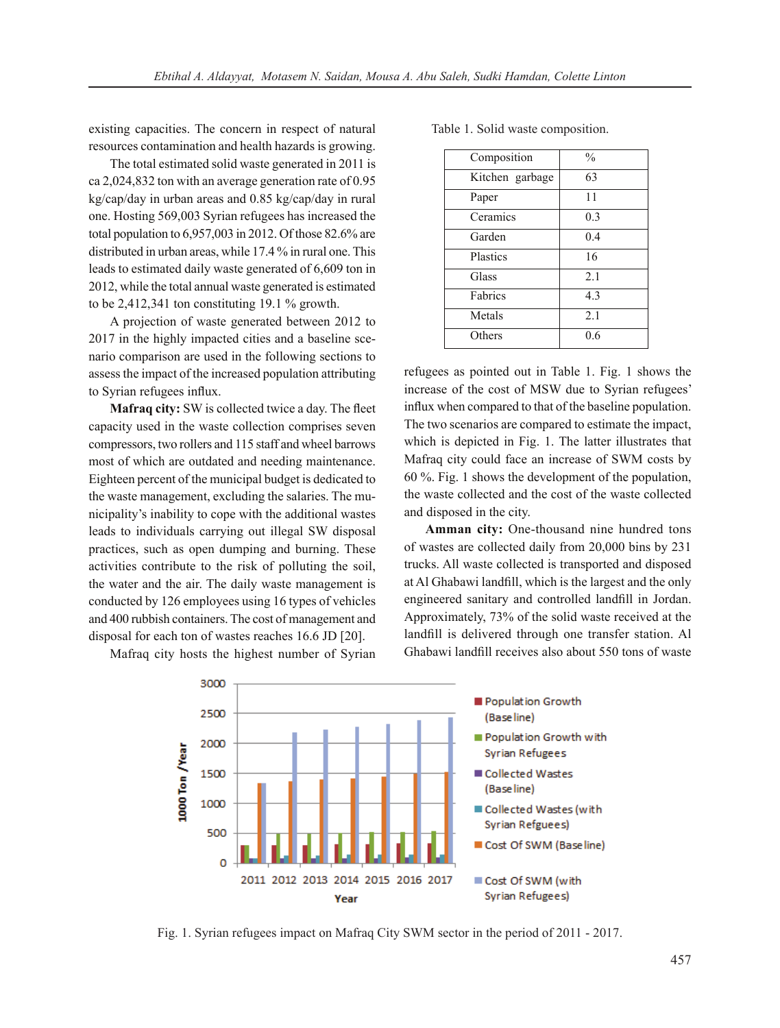existing capacities. The concern in respect of natural resources contamination and health hazards is growing.

The total estimated solid waste generated in 2011 is ca 2,024,832 ton with an average generation rate of 0.95 kg/cap/day in urban areas and 0.85 kg/cap/day in rural one. Hosting 569,003 Syrian refugees has increased the total population to 6,957,003 in 2012. Of those 82.6% are distributed in urban areas, while 17.4 % in rural one. This leads to estimated daily waste generated of 6,609 ton in 2012, while the total annual waste generated is estimated to be 2,412,341 ton constituting 19.1 % growth.

A projection of waste generated between 2012 to 2017 in the highly impacted cities and a baseline scenario comparison are used in the following sections to assess the impact of the increased population attributing to Syrian refugees influx.

**Mafraq city:** SW is collected twice a day. The fleet capacity used in the waste collection comprises seven compressors, two rollers and 115 staff and wheel barrows most of which are outdated and needing maintenance. Eighteen percent of the municipal budget is dedicated to the waste management, excluding the salaries. The municipality's inability to cope with the additional wastes leads to individuals carrying out illegal SW disposal practices, such as open dumping and burning. These activities contribute to the risk of polluting the soil, the water and the air. The daily waste management is conducted by 126 employees using 16 types of vehicles and 400 rubbish containers. The cost of management and disposal for each ton of wastes reaches 16.6 JD [20].

Mafraq city hosts the highest number of Syrian refugees as pointed out in Table 1. Fig. 1 shows the increase of the cost of MSW due to Syrian refugees' influx when compared to that of the baseline population. The two scenarios are compared to estimate the impact, which is depicted in Fig. 1. The latter illustrates that Mafraq city could face an increase of SWM costs by 60 %. Fig. 1 shows the development of the population, the waste collected and the cost of the waste collected and disposed in the city.

Table 1. Solid waste composition.

| Composition | % |
|---|---|
| Kitchen garbage | 63 |
| Paper | 11 |
| Ceramics | 0.3 |
| Garden | 0.4 |
| Plastics | 16 |
| Glass | 2.1 |
| Fabrics | 4.3 |
| Metals | 2.1 |
| Others | 0.6 |

**Amman city:** One-thousand nine hundred tons of wastes are collected daily from 20,000 bins by 231 trucks. All waste collected is transported and disposed at Al Ghabawi landfill, which is the largest and the only engineered sanitary and controlled landfill in Jordan. Approximately, 73% of the solid waste received at the landfill is delivered through one transfer station. Al Ghabawi landfill receives also about 550 tons of waste

Fig. 1. Syrian refugees impact on Mafraq City SWM sector in the period of 2011 - 2017.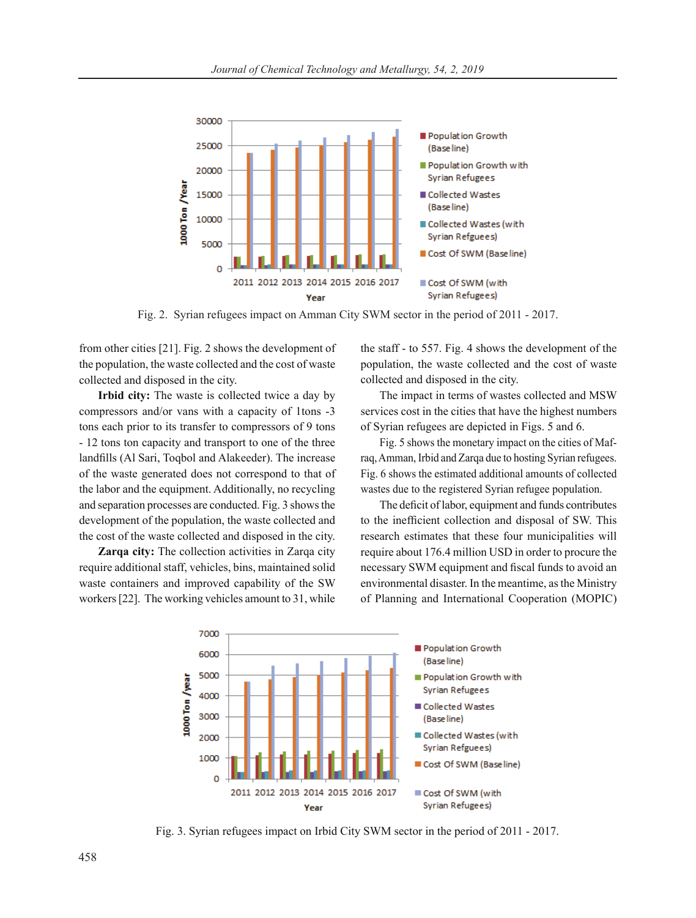Fig. 2. Syrian refugees impact on Amman City SWM sector in the period of 2011 - 2017.

from other cities [21]. Fig. 2 shows the development of the population, the waste collected and the cost of waste collected and disposed in the city.

**Irbid city:** The waste is collected twice a day by compressors and/or vans with a capacity of 1tons -3 tons each prior to its transfer to compressors of 9 tons - 12 tons ton capacity and transport to one of the three landfills (Al Sari, Toqbol and Alakeeder). The increase of the waste generated does not correspond to that of the labor and the equipment. Additionally, no recycling and separation processes are conducted. Fig. 3 shows the development of the population, the waste collected and the cost of the waste collected and disposed in the city.

**Zarqa city:** The collection activities in Zarqa city require additional staff, vehicles, bins, maintained solid waste containers and improved capability of the SW workers [22]. The working vehicles amount to 31, while the staff - to 557. Fig. 4 shows the development of the population, the waste collected and the cost of waste collected and disposed in the city.

The impact in terms of wastes collected and MSW services cost in the cities that have the highest numbers of Syrian refugees are depicted in Figs. 5 and 6.

Fig. 5 shows the monetary impact on the cities of Mafraq, Amman, Irbid and Zarqa due to hosting Syrian refugees. Fig. 6 shows the estimated additional amounts of collected wastes due to the registered Syrian refugee population.

The deficit of labor, equipment and funds contributes to the inefficient collection and disposal of SW. This research estimates that these four municipalities will require about 176.4 million USD in order to procure the necessary SWM equipment and fiscal funds to avoid an environmental disaster. In the meantime, as the Ministry of Planning and International Cooperation (MOPIC)

Fig. 3. Syrian refugees impact on Irbid City SWM sector in the period of 2011 - 2017.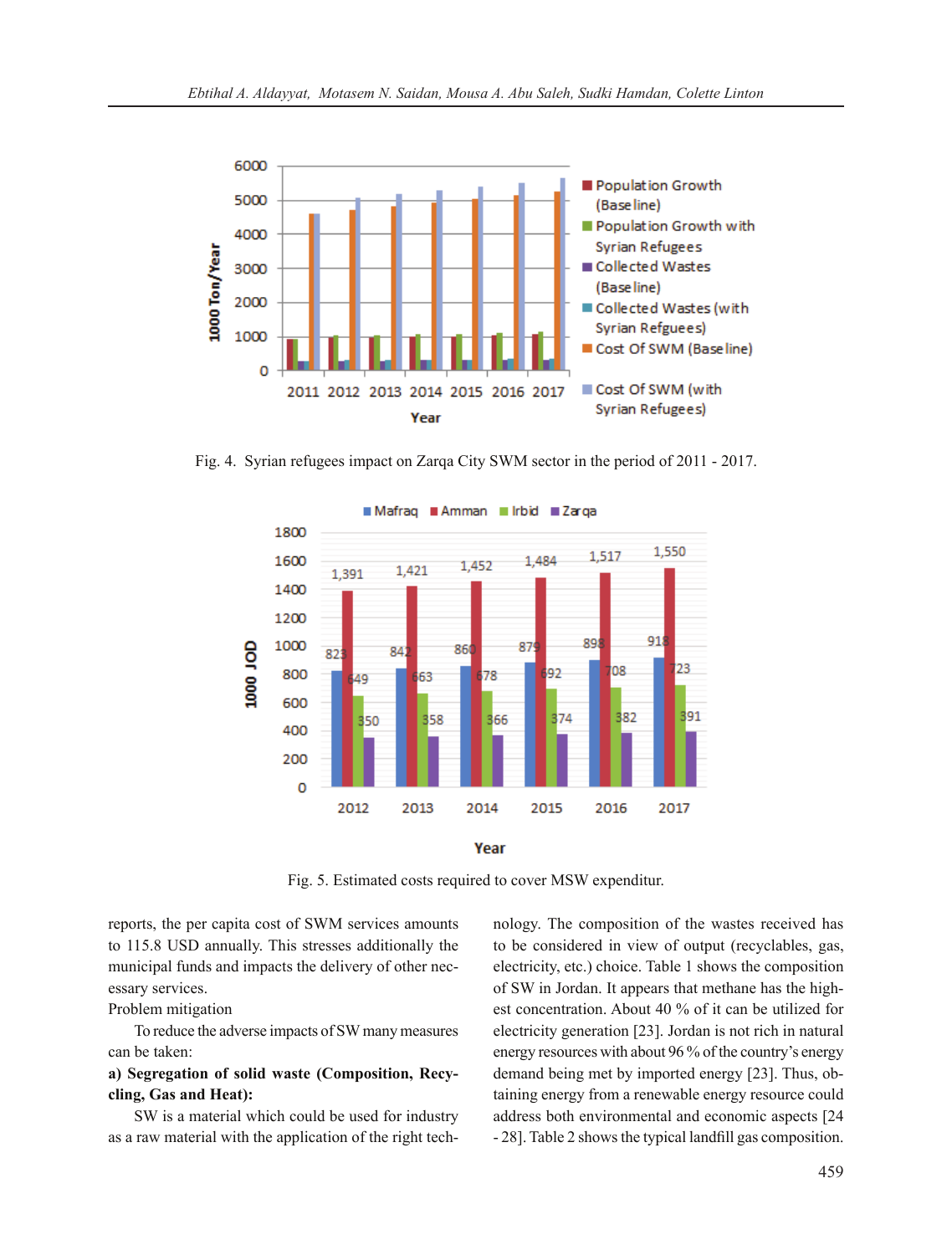Fig. 4. Syrian refugees impact on Zarqa City SWM sector in the period of 2011 - 2017.

Fig. 5. Estimated costs required to cover MSW expenditur.

reports, the per capita cost of SWM services amounts to 115.8 USD annually. This stresses additionally the municipal funds and impacts the delivery of other necessary services.

Problem mitigation

To reduce the adverse impacts of SW many measures can be taken:

**a) Segregation of solid waste (Composition, Recycling, Gas and Heat):**

SW is a material which could be used for industry as a raw material with the application of the right technology. The composition of the wastes received has to be considered in view of output (recyclables, gas, electricity, etc.) choice. Table 1 shows the composition of SW in Jordan. It appears that methane has the highest concentration. About 40 % of it can be utilized for electricity generation [23]. Jordan is not rich in natural energy resources with about 96 % of the country's energy demand being met by imported energy [23]. Thus, obtaining energy from a renewable energy resource could address both environmental and economic aspects [24 - 28]. Table 2 shows the typical landfill gas composition.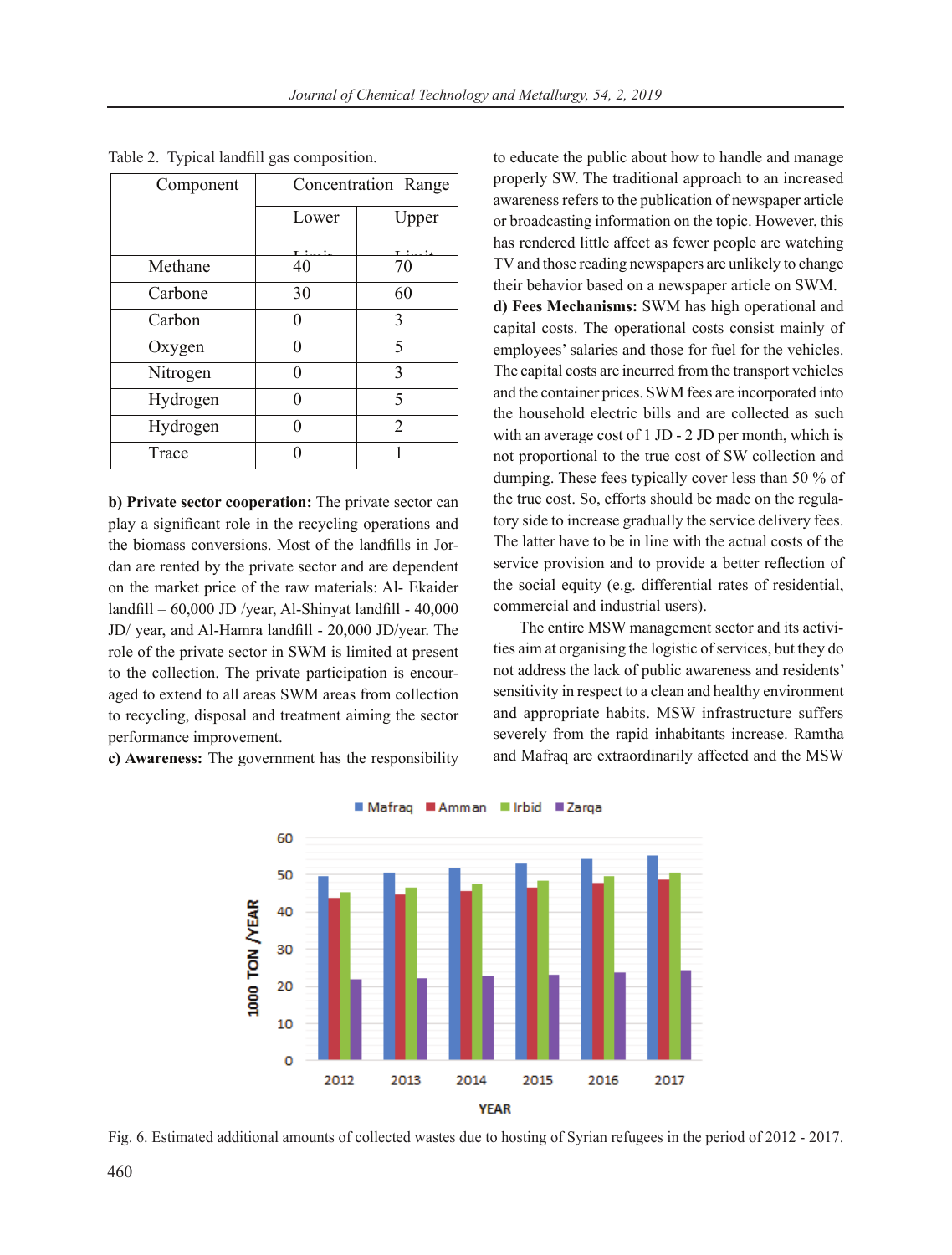Table 2. Typical landfill gas composition.

| Component | Concentration Range | |
|---|---|---|
| | Lower Limit | Upper Limit |
| Methane | 40 | 70 |
| Carbone | 30 | 60 |
| Carbon | 0 | 3 |
| Oxygen | 0 | 5 |
| Nitrogen | 0 | 3 |
| Hydrogen | 0 | 5 |
| Hydrogen | 0 | 2 |
| Trace | 0 | 1 |

**b) Private sector cooperation:** The private sector can play a significant role in the recycling operations and the biomass conversions. Most of the landfills in Jordan are rented by the private sector and are dependent on the market price of the raw materials: Al- Ekaider landfill – 60,000 JD /year, Al-Shinyat landfill - 40,000 JD/ year, and Al-Hamra landfill - 20,000 JD/year. The role of the private sector in SWM is limited at present to the collection. The private participation is encouraged to extend to all areas SWM areas from collection to recycling, disposal and treatment aiming the sector performance improvement.

**c) Awareness:** The government has the responsibility to educate the public about how to handle and manage properly SW. The traditional approach to an increased awareness refers to the publication of newspaper article or broadcasting information on the topic. However, this has rendered little affect as fewer people are watching TV and those reading newspapers are unlikely to change their behavior based on a newspaper article on SWM.

**d) Fees Mechanisms:** SWM has high operational and capital costs. The operational costs consist mainly of employees' salaries and those for fuel for the vehicles. The capital costs are incurred from the transport vehicles and the container prices. SWM fees are incorporated into the household electric bills and are collected as such with an average cost of 1 JD - 2 JD per month, which is not proportional to the true cost of SW collection and dumping. These fees typically cover less than 50 % of the true cost. So, efforts should be made on the regulatory side to increase gradually the service delivery fees. The latter have to be in line with the actual costs of the service provision and to provide a better reflection of the social equity (e.g. differential rates of residential, commercial and industrial users).

The entire MSW management sector and its activities aim at organising the logistic of services, but they do not address the lack of public awareness and residents' sensitivity in respect to a clean and healthy environment and appropriate habits. MSW infrastructure suffers severely from the rapid inhabitants increase. Ramtha and Mafraq are extraordinarily affected and the MSW

Fig. 6. Estimated additional amounts of collected wastes due to hosting of Syrian refugees in the period of 2012 - 2017.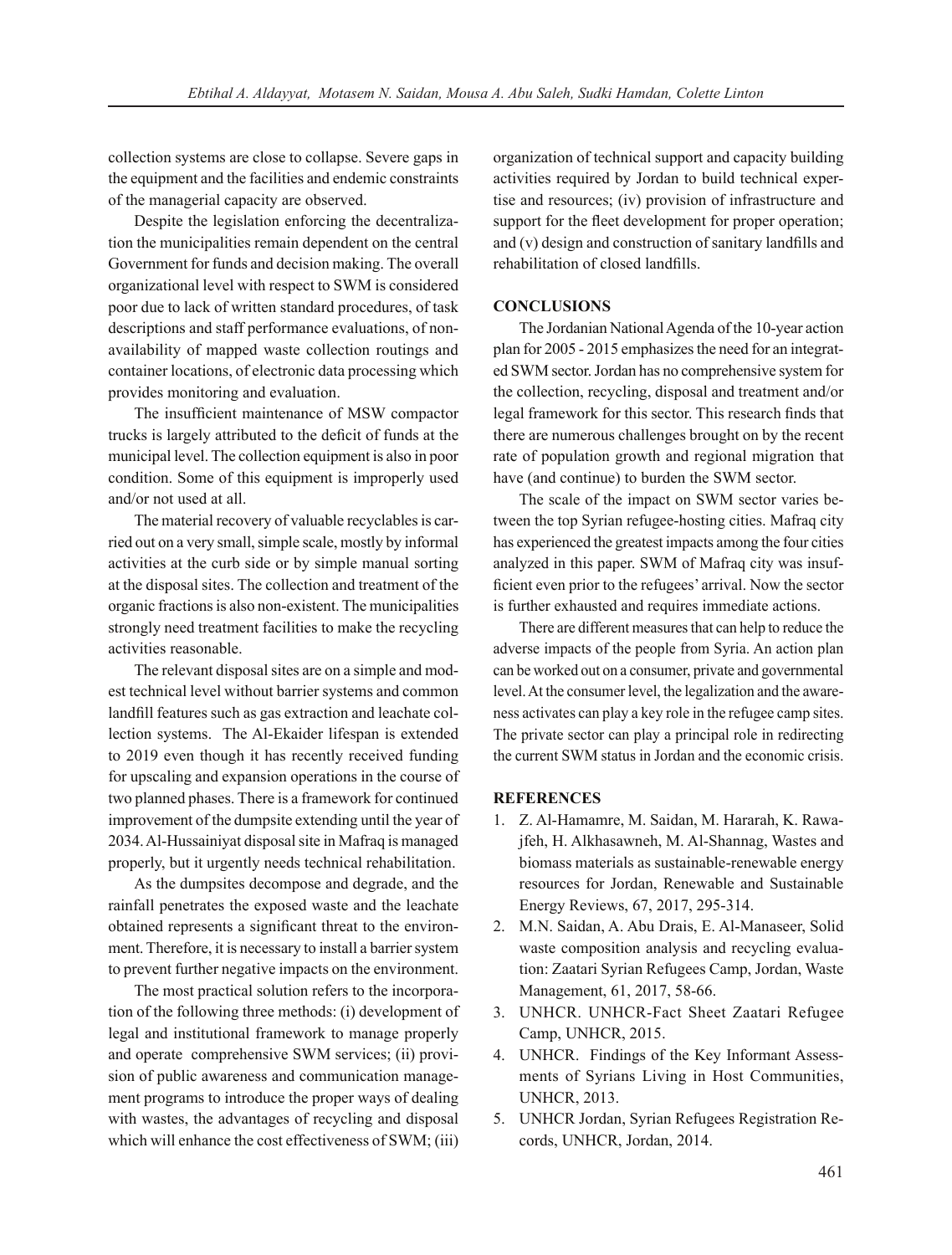collection systems are close to collapse. Severe gaps in the equipment and the facilities and endemic constraints of the managerial capacity are observed.

Despite the legislation enforcing the decentralization the municipalities remain dependent on the central Government for funds and decision making. The overall organizational level with respect to SWM is considered poor due to lack of written standard procedures, of task descriptions and staff performance evaluations, of non-availability of mapped waste collection routings and container locations, of electronic data processing which provides monitoring and evaluation.

The insufficient maintenance of MSW compactor trucks is largely attributed to the deficit of funds at the municipal level. The collection equipment is also in poor condition. Some of this equipment is improperly used and/or not used at all.

The material recovery of valuable recyclables is carried out on a very small, simple scale, mostly by informal activities at the curb side or by simple manual sorting at the disposal sites. The collection and treatment of the organic fractions is also non-existent. The municipalities strongly need treatment facilities to make the recycling activities reasonable.

The relevant disposal sites are on a simple and modest technical level without barrier systems and common landfill features such as gas extraction and leachate collection systems. The Al-Ekaider lifespan is extended to 2019 even though it has recently received funding for upscaling and expansion operations in the course of two planned phases. There is a framework for continued improvement of the dumpsite extending until the year of 2034. Al-Hussainiyat disposal site in Mafraq is managed properly, but it urgently needs technical rehabilitation.

As the dumpsites decompose and degrade, and the rainfall penetrates the exposed waste and the leachate obtained represents a significant threat to the environment. Therefore, it is necessary to install a barrier system to prevent further negative impacts on the environment.

The most practical solution refers to the incorporation of the following three methods: (i) development of legal and institutional framework to manage properly and operate comprehensive SWM services; (ii) provision of public awareness and communication management programs to introduce the proper ways of dealing with wastes, the advantages of recycling and disposal which will enhance the cost effectiveness of SWM; (iii) organization of technical support and capacity building activities required by Jordan to build technical expertise and resources; (iv) provision of infrastructure and support for the fleet development for proper operation; and (v) design and construction of sanitary landfills and rehabilitation of closed landfills.

## CONCLUSIONS

The Jordanian National Agenda of the 10-year action plan for 2005 - 2015 emphasizes the need for an integrated SWM sector. Jordan has no comprehensive system for the collection, recycling, disposal and treatment and/or legal framework for this sector. This research finds that there are numerous challenges brought on by the recent rate of population growth and regional migration that have (and continue) to burden the SWM sector.

The scale of the impact on SWM sector varies between the top Syrian refugee-hosting cities. Mafraq city has experienced the greatest impacts among the four cities analyzed in this paper. SWM of Mafraq city was insufficient even prior to the refugees' arrival. Now the sector is further exhausted and requires immediate actions.

There are different measures that can help to reduce the adverse impacts of the people from Syria. An action plan can be worked out on a consumer, private and governmental level. At the consumer level, the legalization and the awareness activates can play a key role in the refugee camp sites. The private sector can play a principal role in redirecting the current SWM status in Jordan and the economic crisis.

## REFERENCES

1. Z. Al-Hamamre, M. Saidan, M. Hararah, K. Rawajfeh, H. Alkhasawneh, M. Al-Shannag, Wastes and biomass materials as sustainable-renewable energy resources for Jordan, Renewable and Sustainable Energy Reviews, 67, 2017, 295-314.
2. M.N. Saidan, A. Abu Drais, E. Al-Manaseer, Solid waste composition analysis and recycling evaluation: Zaatari Syrian Refugees Camp, Jordan, Waste Management, 61, 2017, 58-66.
3. UNHCR. UNHCR-Fact Sheet Zaatari Refugee Camp, UNHCR, 2015.
4. UNHCR. Findings of the Key Informant Assessments of Syrians Living in Host Communities, UNHCR, 2013.
5. UNHCR Jordan, Syrian Refugees Registration Records, UNHCR, Jordan, 2014.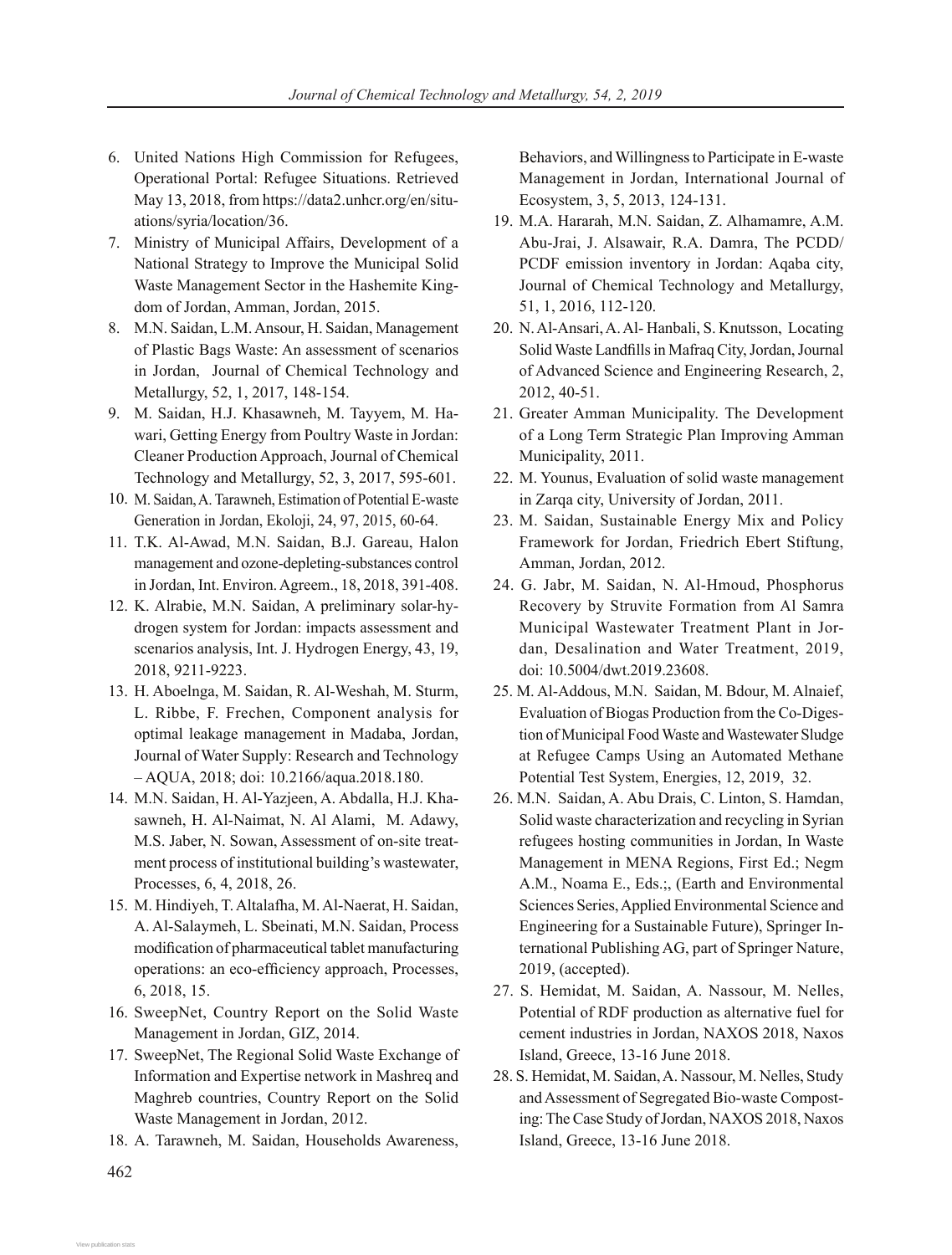6. United Nations High Commission for Refugees, Operational Portal: Refugee Situations. Retrieved May 13, 2018, from https://data2.unhcr.org/en/situations/syria/location/36.
7. Ministry of Municipal Affairs, Development of a National Strategy to Improve the Municipal Solid Waste Management Sector in the Hashemite Kingdom of Jordan, Amman, Jordan, 2015.
8. M.N. Saidan, L.M. Ansour, H. Saidan, Management of Plastic Bags Waste: An assessment of scenarios in Jordan, Journal of Chemical Technology and Metallurgy, 52, 1, 2017, 148-154.
9. M. Saidan, H.J. Khasawneh, M. Tayyem, M. Hawari, Getting Energy from Poultry Waste in Jordan: Cleaner Production Approach, Journal of Chemical Technology and Metallurgy, 52, 3, 2017, 595-601.
10. M. Saidan, A. Tarawneh, Estimation of Potential E-waste Generation in Jordan, Ekoloji, 24, 97, 2015, 60-64.
11. T.K. Al-Awad, M.N. Saidan, B.J. Gareau, Halon management and ozone-depleting-substances control in Jordan, Int. Environ. Agreem., 18, 2018, 391-408.
12. K. Alrabie, M.N. Saidan, A preliminary solar-hydrogen system for Jordan: impacts assessment and scenarios analysis, Int. J. Hydrogen Energy, 43, 19, 2018, 9211-9223.
13. H. Aboelnga, M. Saidan, R. Al-Weshah, M. Sturm, L. Ribbe, F. Frechen, Component analysis for optimal leakage management in Madaba, Jordan, Journal of Water Supply: Research and Technology – AQUA, 2018; doi: 10.2166/aqua.2018.180.
14. M.N. Saidan, H. Al-Yazjeen, A. Abdalla, H.J. Khasawneh, H. Al-Naimat, N. Al Alami, M. Adawy, M.S. Jaber, N. Sowan, Assessment of on-site treatment process of institutional building's wastewater, Processes, 6, 4, 2018, 26.
15. M. Hindiyeh, T. Altalafha, M. Al-Naerat, H. Saidan, A. Al-Salaymeh, L. Sbeinati, M.N. Saidan, Process modification of pharmaceutical tablet manufacturing operations: an eco-efficiency approach, Processes, 6, 2018, 15.
16. SweepNet, Country Report on the Solid Waste Management in Jordan, GIZ, 2014.
17. SweepNet, The Regional Solid Waste Exchange of Information and Expertise network in Mashreq and Maghreb countries, Country Report on the Solid Waste Management in Jordan, 2012.
18. A. Tarawneh, M. Saidan, Households Awareness, Behaviors, and Willingness to Participate in E-waste Management in Jordan, International Journal of Ecosystem, 3, 5, 2013, 124-131.
19. M.A. Hararah, M.N. Saidan, Z. Alhamamre, A.M. Abu-Jrai, J. Alsawair, R.A. Damra, The PCDD/PCDF emission inventory in Jordan: Aqaba city, Journal of Chemical Technology and Metallurgy, 51, 1, 2016, 112-120.
20. N. Al-Ansari, A. Al- Hanbali, S. Knutsson, Locating Solid Waste Landfills in Mafraq City, Jordan, Journal of Advanced Science and Engineering Research, 2, 2012, 40-51.
21. Greater Amman Municipality. The Development of a Long Term Strategic Plan Improving Amman Municipality, 2011.
22. M. Younus, Evaluation of solid waste management in Zarqa city, University of Jordan, 2011.
23. M. Saidan, Sustainable Energy Mix and Policy Framework for Jordan, Friedrich Ebert Stiftung, Amman, Jordan, 2012.
24. G. Jabr, M. Saidan, N. Al-Hmoud, Phosphorus Recovery by Struvite Formation from Al Samra Municipal Wastewater Treatment Plant in Jordan, Desalination and Water Treatment, 2019, doi: 10.5004/dwt.2019.23608.
25. M. Al-Addous, M.N. Saidan, M. Bdour, M. Alnaief, Evaluation of Biogas Production from the Co-Digestion of Municipal Food Waste and Wastewater Sludge at Refugee Camps Using an Automated Methane Potential Test System, Energies, 12, 2019, 32.
26. M.N. Saidan, A. Abu Drais, C. Linton, S. Hamdan, Solid waste characterization and recycling in Syrian refugees hosting communities in Jordan, In Waste Management in MENA Regions, First Ed.; Negm A.M., Noama E., Eds.;, (Earth and Environmental Sciences Series, Applied Environmental Science and Engineering for a Sustainable Future), Springer International Publishing AG, part of Springer Nature, 2019, (accepted).
27. S. Hemidat, M. Saidan, A. Nassour, M. Nelles, Potential of RDF production as alternative fuel for cement industries in Jordan, NAXOS 2018, Naxos Island, Greece, 13-16 June 2018.
28. S. Hemidat, M. Saidan, A. Nassour, M. Nelles, Study and Assessment of Segregated Bio-waste Composting: The Case Study of Jordan, NAXOS 2018, Naxos Island, Greece, 13-16 June 2018.